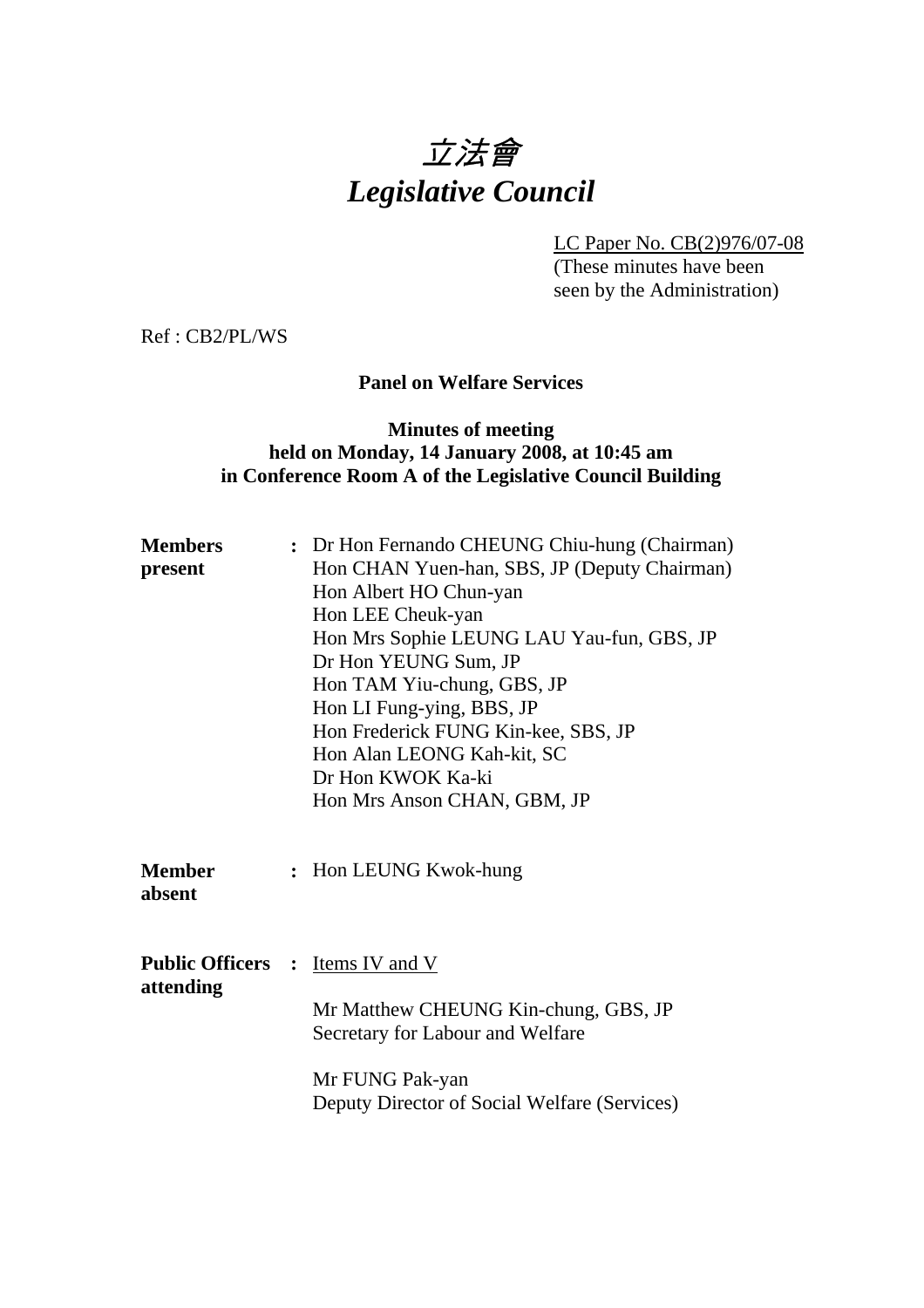# *立法會*
# *Legislative Council*

LC Paper No. CB(2)976/07-08
(These minutes have been seen by the Administration)

Ref : CB2/PL/WS

**Panel on Welfare Services**

**Minutes of meeting**
**held on Monday, 14 January 2008, at 10:45 am**
**in Conference Room A of the Legislative Council Building**

**Members present** : Dr Hon Fernando CHEUNG Chiu-hung (Chairman)
Hon CHAN Yuen-han, SBS, JP (Deputy Chairman)
Hon Albert HO Chun-yan
Hon LEE Cheuk-yan
Hon Mrs Sophie LEUNG LAU Yau-fun, GBS, JP
Dr Hon YEUNG Sum, JP
Hon TAM Yiu-chung, GBS, JP
Hon LI Fung-ying, BBS, JP
Hon Frederick FUNG Kin-kee, SBS, JP
Hon Alan LEONG Kah-kit, SC
Dr Hon KWOK Ka-ki
Hon Mrs Anson CHAN, GBM, JP

**Member absent** : Hon LEUNG Kwok-hung

**Public Officers attending** : Items IV and V

Mr Matthew CHEUNG Kin-chung, GBS, JP
Secretary for Labour and Welfare

Mr FUNG Pak-yan
Deputy Director of Social Welfare (Services)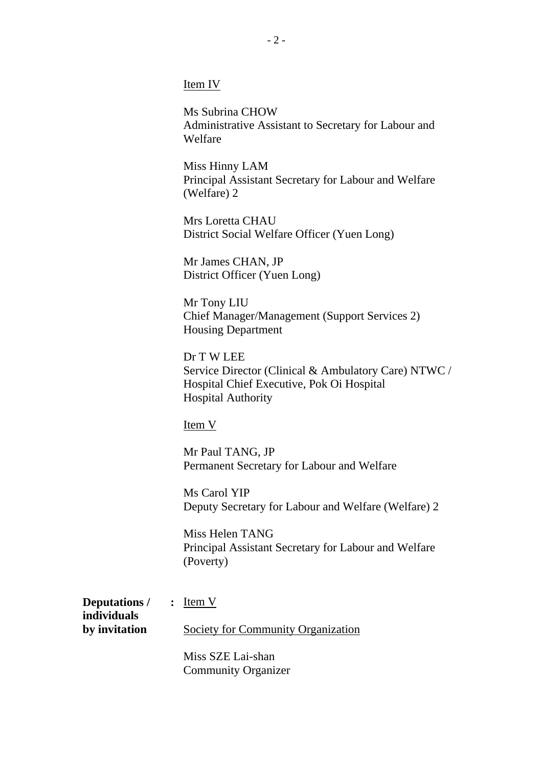<u>Item IV</u>

Ms Subrina CHOW
Administrative Assistant to Secretary for Labour and Welfare

Miss Hinny LAM
Principal Assistant Secretary for Labour and Welfare (Welfare) 2

Mrs Loretta CHAU
District Social Welfare Officer (Yuen Long)

Mr James CHAN, JP
District Officer (Yuen Long)

Mr Tony LIU
Chief Manager/Management (Support Services 2)
Housing Department

Dr T W LEE
Service Director (Clinical & Ambulatory Care) NTWC /
Hospital Chief Executive, Pok Oi Hospital
Hospital Authority

<u>Item V</u>

Mr Paul TANG, JP
Permanent Secretary for Labour and Welfare

Ms Carol YIP
Deputy Secretary for Labour and Welfare (Welfare) 2

Miss Helen TANG
Principal Assistant Secretary for Labour and Welfare (Poverty)

**Deputations / individuals by invitation** : <u>Item V</u>

<u>Society for Community Organization</u>

Miss SZE Lai-shan
Community Organizer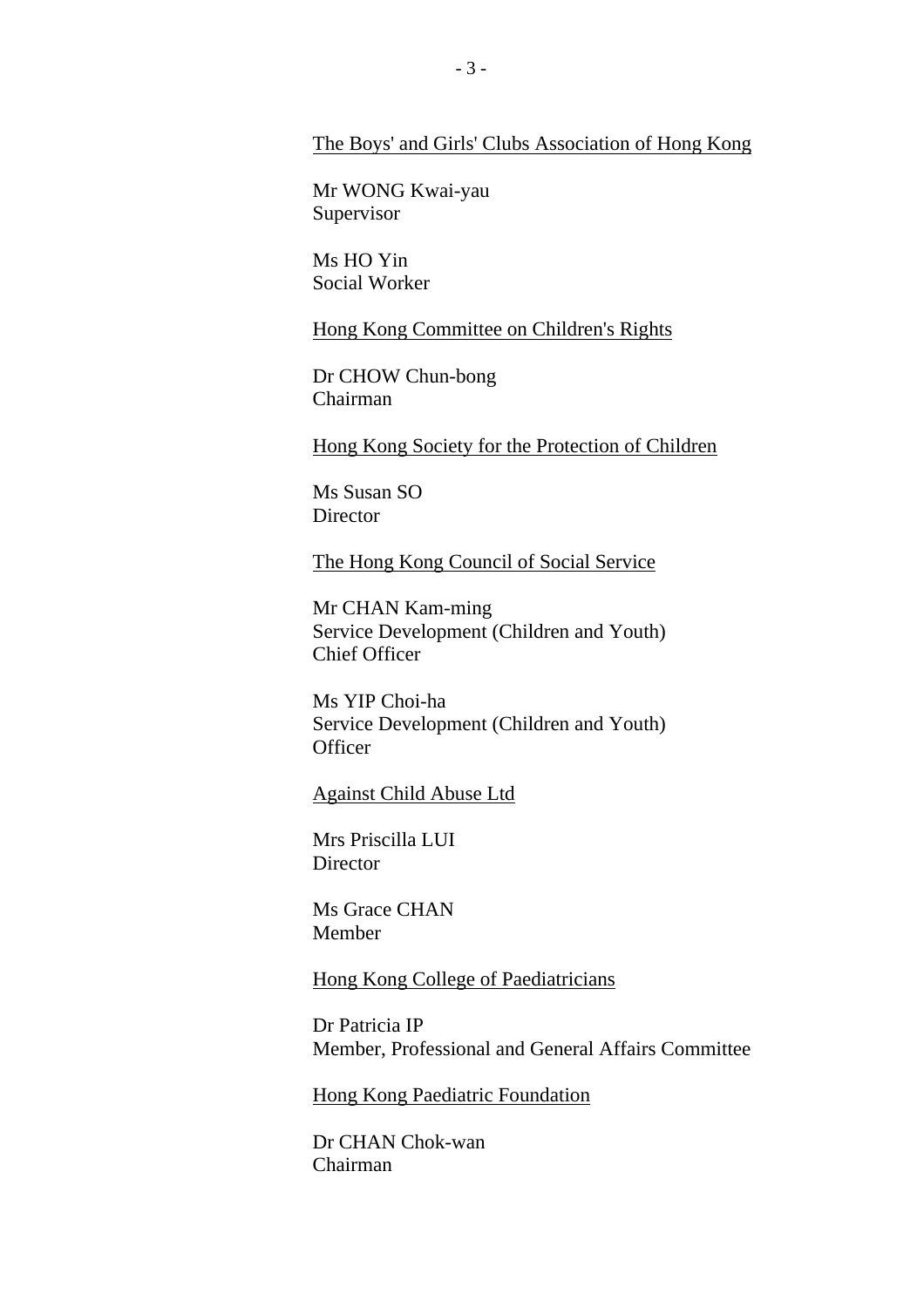<u>The Boys' and Girls' Clubs Association of Hong Kong</u>

Mr WONG Kwai-yau
Supervisor

Ms HO Yin
Social Worker

<u>Hong Kong Committee on Children's Rights</u>

Dr CHOW Chun-bong
Chairman

<u>Hong Kong Society for the Protection of Children</u>

Ms Susan SO
Director

<u>The Hong Kong Council of Social Service</u>

Mr CHAN Kam-ming
Service Development (Children and Youth)
Chief Officer

Ms YIP Choi-ha
Service Development (Children and Youth)
Officer

<u>Against Child Abuse Ltd</u>

Mrs Priscilla LUI
Director

Ms Grace CHAN
Member

<u>Hong Kong College of Paediatricians</u>

Dr Patricia IP
Member, Professional and General Affairs Committee

<u>Hong Kong Paediatric Foundation</u>

Dr CHAN Chok-wan
Chairman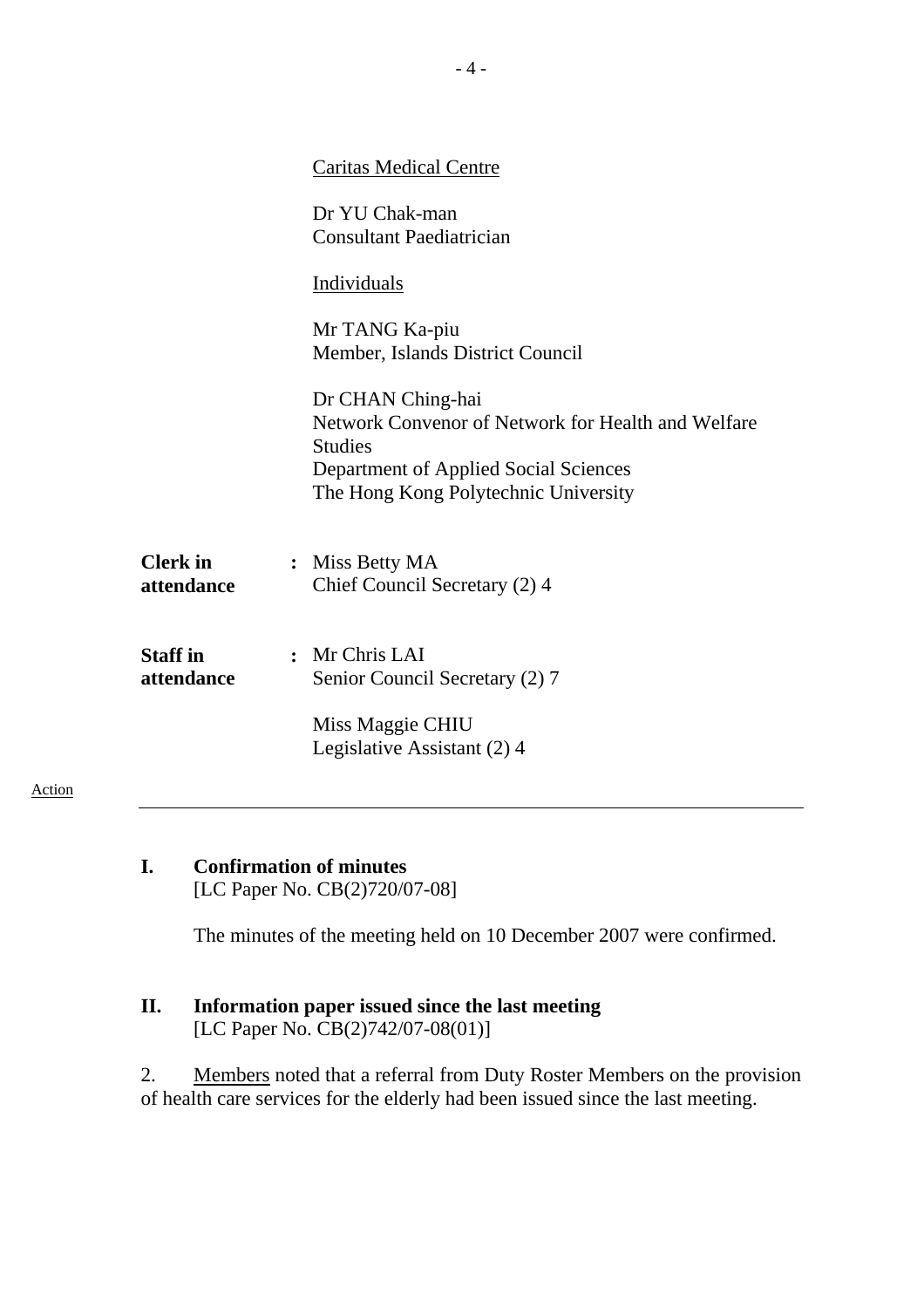Caritas Medical Centre

Dr YU Chak-man
Consultant Paediatrician

Individuals

Mr TANG Ka-piu
Member, Islands District Council

Dr CHAN Ching-hai
Network Convenor of Network for Health and Welfare Studies
Department of Applied Social Sciences
The Hong Kong Polytechnic University

**Clerk in attendance** : Miss Betty MA
Chief Council Secretary (2) 4

**Staff in attendance** : Mr Chris LAI
Senior Council Secretary (2) 7

Miss Maggie CHIU
Legislative Assistant (2) 4

Action

---

**I. Confirmation of minutes**
[LC Paper No. CB(2)720/07-08]

The minutes of the meeting held on 10 December 2007 were confirmed.

**II. Information paper issued since the last meeting**
[LC Paper No. CB(2)742/07-08(01)]

2. Members noted that a referral from Duty Roster Members on the provision of health care services for the elderly had been issued since the last meeting.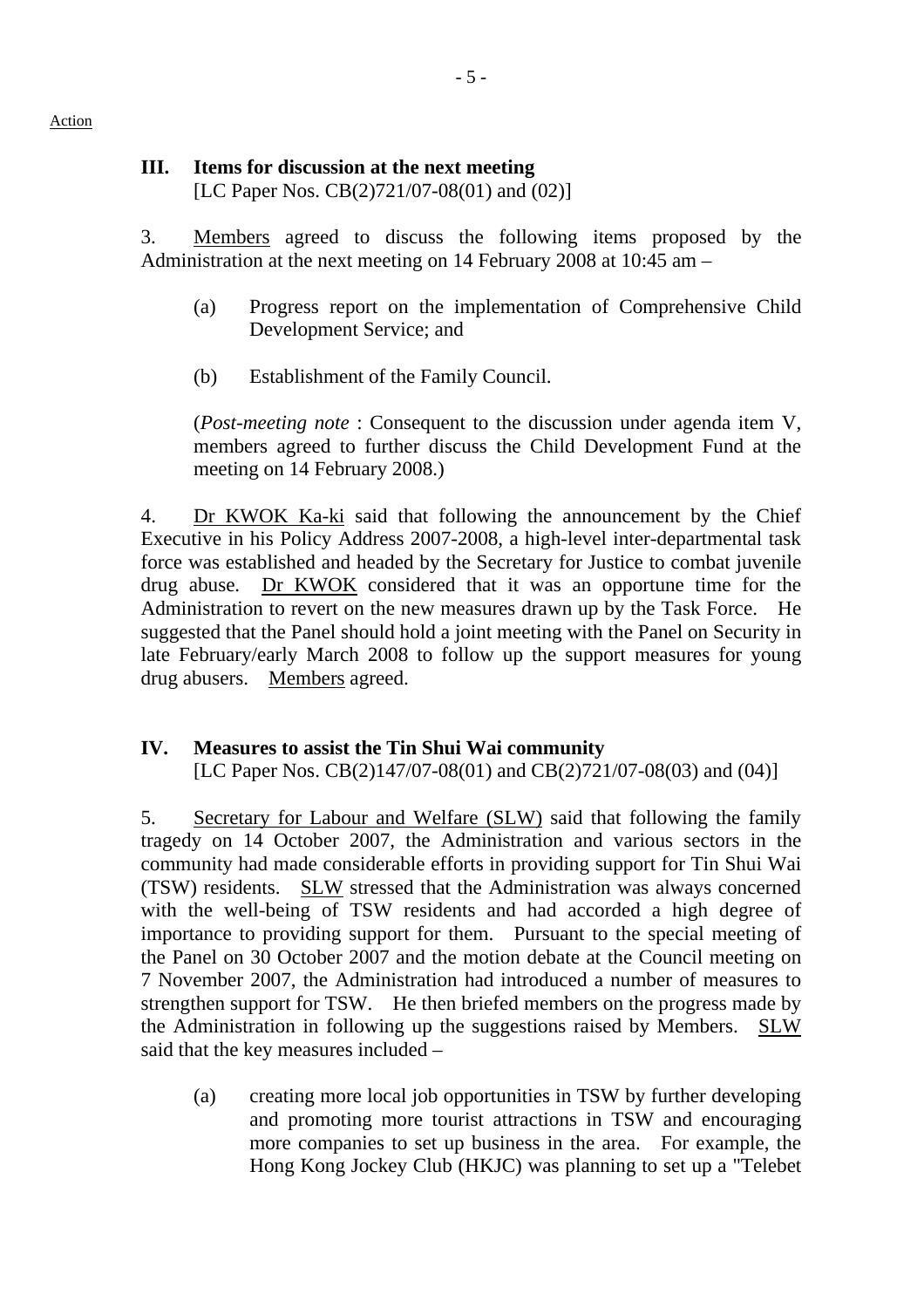Action

### III. Items for discussion at the next meeting
[LC Paper Nos. CB(2)721/07-08(01) and (02)]

3. Members agreed to discuss the following items proposed by the Administration at the next meeting on 14 February 2008 at 10:45 am –

(a) Progress report on the implementation of Comprehensive Child Development Service; and

(b) Establishment of the Family Council.

(*Post-meeting note* : Consequent to the discussion under agenda item V, members agreed to further discuss the Child Development Fund at the meeting on 14 February 2008.)

4. Dr KWOK Ka-ki said that following the announcement by the Chief Executive in his Policy Address 2007-2008, a high-level inter-departmental task force was established and headed by the Secretary for Justice to combat juvenile drug abuse. Dr KWOK considered that it was an opportune time for the Administration to revert on the new measures drawn up by the Task Force. He suggested that the Panel should hold a joint meeting with the Panel on Security in late February/early March 2008 to follow up the support measures for young drug abusers. Members agreed.

### IV. Measures to assist the Tin Shui Wai community
[LC Paper Nos. CB(2)147/07-08(01) and CB(2)721/07-08(03) and (04)]

5. Secretary for Labour and Welfare (SLW) said that following the family tragedy on 14 October 2007, the Administration and various sectors in the community had made considerable efforts in providing support for Tin Shui Wai (TSW) residents. SLW stressed that the Administration was always concerned with the well-being of TSW residents and had accorded a high degree of importance to providing support for them. Pursuant to the special meeting of the Panel on 30 October 2007 and the motion debate at the Council meeting on 7 November 2007, the Administration had introduced a number of measures to strengthen support for TSW. He then briefed members on the progress made by the Administration in following up the suggestions raised by Members. SLW said that the key measures included –

(a) creating more local job opportunities in TSW by further developing and promoting more tourist attractions in TSW and encouraging more companies to set up business in the area. For example, the Hong Kong Jockey Club (HKJC) was planning to set up a "Telebet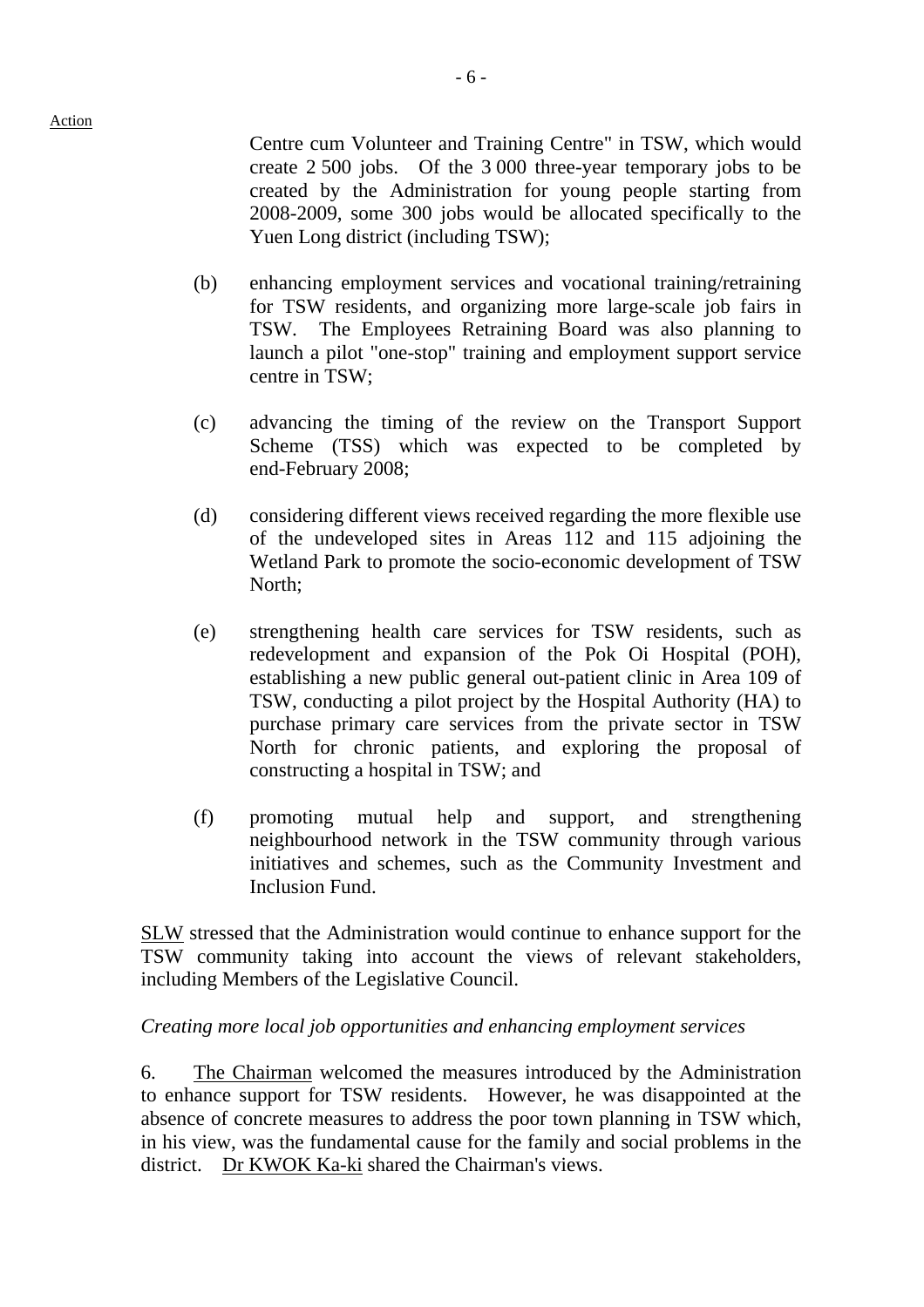Action

Centre cum Volunteer and Training Centre" in TSW, which would create 2 500 jobs. Of the 3 000 three-year temporary jobs to be created by the Administration for young people starting from 2008-2009, some 300 jobs would be allocated specifically to the Yuen Long district (including TSW);

(b) enhancing employment services and vocational training/retraining for TSW residents, and organizing more large-scale job fairs in TSW. The Employees Retraining Board was also planning to launch a pilot "one-stop" training and employment support service centre in TSW;

(c) advancing the timing of the review on the Transport Support Scheme (TSS) which was expected to be completed by end-February 2008;

(d) considering different views received regarding the more flexible use of the undeveloped sites in Areas 112 and 115 adjoining the Wetland Park to promote the socio-economic development of TSW North;

(e) strengthening health care services for TSW residents, such as redevelopment and expansion of the Pok Oi Hospital (POH), establishing a new public general out-patient clinic in Area 109 of TSW, conducting a pilot project by the Hospital Authority (HA) to purchase primary care services from the private sector in TSW North for chronic patients, and exploring the proposal of constructing a hospital in TSW; and

(f) promoting mutual help and support, and strengthening neighbourhood network in the TSW community through various initiatives and schemes, such as the Community Investment and Inclusion Fund.

SLW stressed that the Administration would continue to enhance support for the TSW community taking into account the views of relevant stakeholders, including Members of the Legislative Council.

*Creating more local job opportunities and enhancing employment services*

6. The Chairman welcomed the measures introduced by the Administration to enhance support for TSW residents. However, he was disappointed at the absence of concrete measures to address the poor town planning in TSW which, in his view, was the fundamental cause for the family and social problems in the district. Dr KWOK Ka-ki shared the Chairman's views.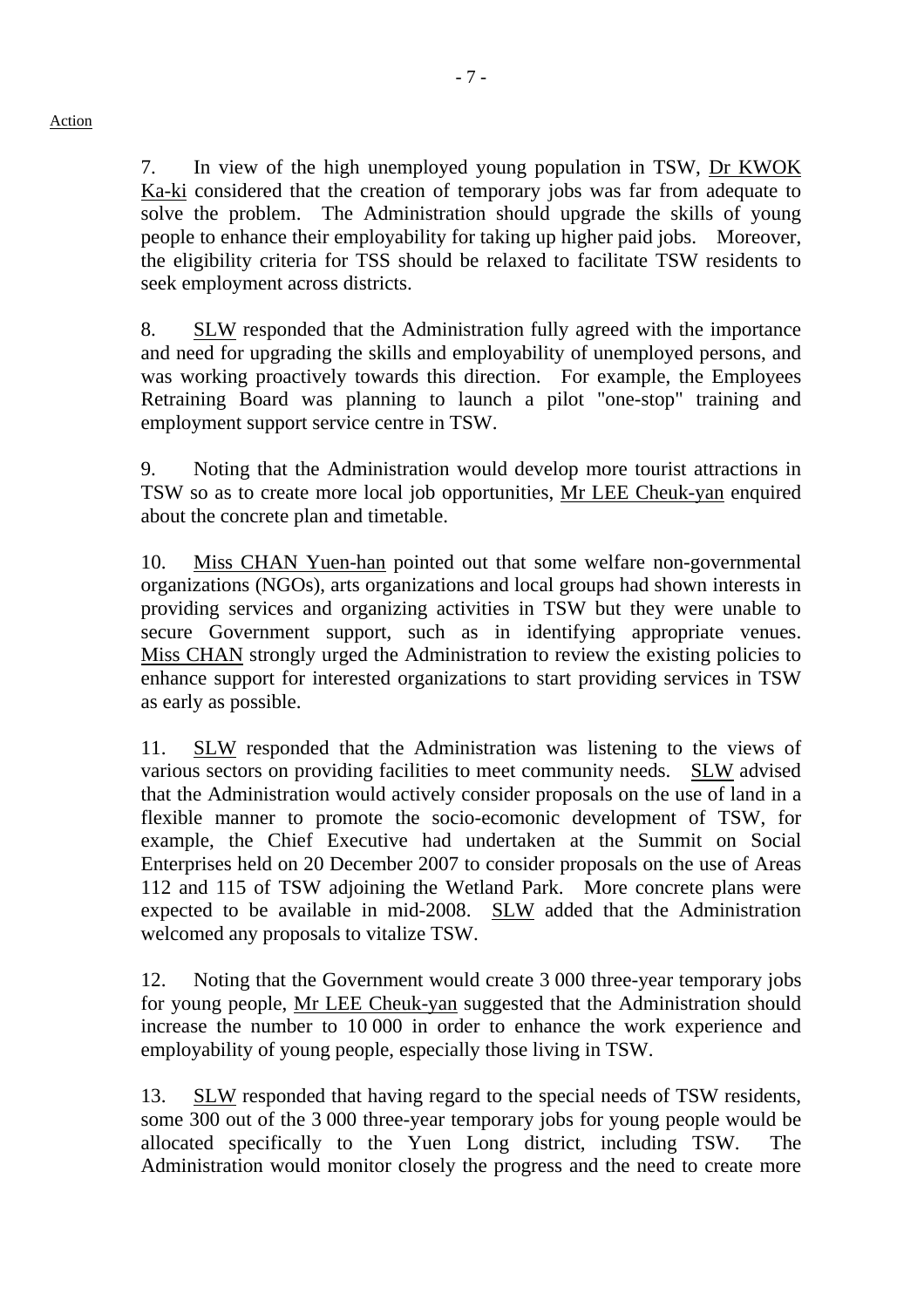Action

7. In view of the high unemployed young population in TSW, Dr KWOK Ka-ki considered that the creation of temporary jobs was far from adequate to solve the problem. The Administration should upgrade the skills of young people to enhance their employability for taking up higher paid jobs. Moreover, the eligibility criteria for TSS should be relaxed to facilitate TSW residents to seek employment across districts.

8. SLW responded that the Administration fully agreed with the importance and need for upgrading the skills and employability of unemployed persons, and was working proactively towards this direction. For example, the Employees Retraining Board was planning to launch a pilot "one-stop" training and employment support service centre in TSW.

9. Noting that the Administration would develop more tourist attractions in TSW so as to create more local job opportunities, Mr LEE Cheuk-yan enquired about the concrete plan and timetable.

10. Miss CHAN Yuen-han pointed out that some welfare non-governmental organizations (NGOs), arts organizations and local groups had shown interests in providing services and organizing activities in TSW but they were unable to secure Government support, such as in identifying appropriate venues. Miss CHAN strongly urged the Administration to review the existing policies to enhance support for interested organizations to start providing services in TSW as early as possible.

11. SLW responded that the Administration was listening to the views of various sectors on providing facilities to meet community needs. SLW advised that the Administration would actively consider proposals on the use of land in a flexible manner to promote the socio-ecomonic development of TSW, for example, the Chief Executive had undertaken at the Summit on Social Enterprises held on 20 December 2007 to consider proposals on the use of Areas 112 and 115 of TSW adjoining the Wetland Park. More concrete plans were expected to be available in mid-2008. SLW added that the Administration welcomed any proposals to vitalize TSW.

12. Noting that the Government would create 3 000 three-year temporary jobs for young people, Mr LEE Cheuk-yan suggested that the Administration should increase the number to 10 000 in order to enhance the work experience and employability of young people, especially those living in TSW.

13. SLW responded that having regard to the special needs of TSW residents, some 300 out of the 3 000 three-year temporary jobs for young people would be allocated specifically to the Yuen Long district, including TSW. The Administration would monitor closely the progress and the need to create more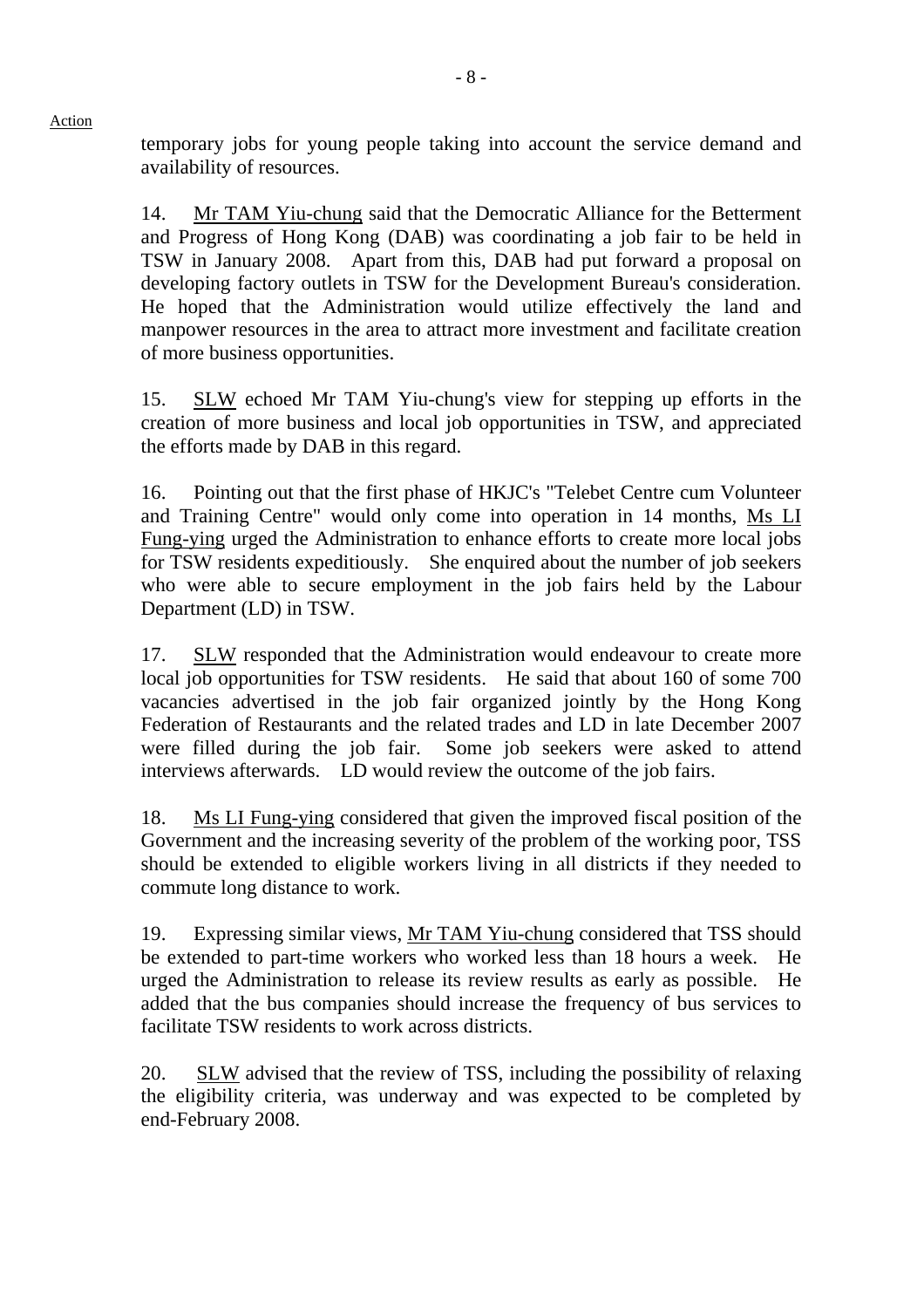Action

temporary jobs for young people taking into account the service demand and availability of resources.

14. Mr TAM Yiu-chung said that the Democratic Alliance for the Betterment and Progress of Hong Kong (DAB) was coordinating a job fair to be held in TSW in January 2008. Apart from this, DAB had put forward a proposal on developing factory outlets in TSW for the Development Bureau's consideration. He hoped that the Administration would utilize effectively the land and manpower resources in the area to attract more investment and facilitate creation of more business opportunities.

15. SLW echoed Mr TAM Yiu-chung's view for stepping up efforts in the creation of more business and local job opportunities in TSW, and appreciated the efforts made by DAB in this regard.

16. Pointing out that the first phase of HKJC's "Telebet Centre cum Volunteer and Training Centre" would only come into operation in 14 months, Ms LI Fung-ying urged the Administration to enhance efforts to create more local jobs for TSW residents expeditiously. She enquired about the number of job seekers who were able to secure employment in the job fairs held by the Labour Department (LD) in TSW.

17. SLW responded that the Administration would endeavour to create more local job opportunities for TSW residents. He said that about 160 of some 700 vacancies advertised in the job fair organized jointly by the Hong Kong Federation of Restaurants and the related trades and LD in late December 2007 were filled during the job fair. Some job seekers were asked to attend interviews afterwards. LD would review the outcome of the job fairs.

18. Ms LI Fung-ying considered that given the improved fiscal position of the Government and the increasing severity of the problem of the working poor, TSS should be extended to eligible workers living in all districts if they needed to commute long distance to work.

19. Expressing similar views, Mr TAM Yiu-chung considered that TSS should be extended to part-time workers who worked less than 18 hours a week. He urged the Administration to release its review results as early as possible. He added that the bus companies should increase the frequency of bus services to facilitate TSW residents to work across districts.

20. SLW advised that the review of TSS, including the possibility of relaxing the eligibility criteria, was underway and was expected to be completed by end-February 2008.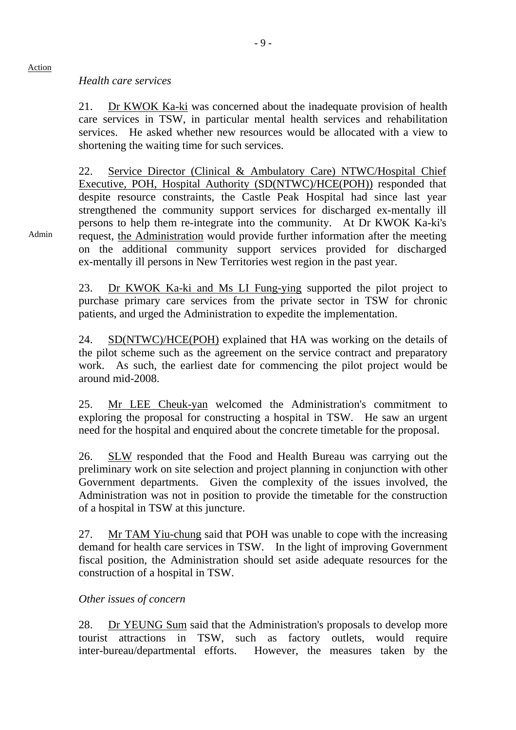Action

*Health care services*

21. Dr KWOK Ka-ki was concerned about the inadequate provision of health care services in TSW, in particular mental health services and rehabilitation services. He asked whether new resources would be allocated with a view to shortening the waiting time for such services.

22. Service Director (Clinical & Ambulatory Care) NTWC/Hospital Chief Executive, POH, Hospital Authority (SD(NTWC)/HCE(POH)) responded that despite resource constraints, the Castle Peak Hospital had since last year strengthened the community support services for discharged ex-mentally ill persons to help them re-integrate into the community. At Dr KWOK Ka-ki's request, the Administration would provide further information after the meeting on the additional community support services provided for discharged ex-mentally ill persons in New Territories west region in the past year.

Admin

23. Dr KWOK Ka-ki and Ms LI Fung-ying supported the pilot project to purchase primary care services from the private sector in TSW for chronic patients, and urged the Administration to expedite the implementation.

24. SD(NTWC)/HCE(POH) explained that HA was working on the details of the pilot scheme such as the agreement on the service contract and preparatory work. As such, the earliest date for commencing the pilot project would be around mid-2008.

25. Mr LEE Cheuk-yan welcomed the Administration's commitment to exploring the proposal for constructing a hospital in TSW. He saw an urgent need for the hospital and enquired about the concrete timetable for the proposal.

26. SLW responded that the Food and Health Bureau was carrying out the preliminary work on site selection and project planning in conjunction with other Government departments. Given the complexity of the issues involved, the Administration was not in position to provide the timetable for the construction of a hospital in TSW at this juncture.

27. Mr TAM Yiu-chung said that POH was unable to cope with the increasing demand for health care services in TSW. In the light of improving Government fiscal position, the Administration should set aside adequate resources for the construction of a hospital in TSW.

*Other issues of concern*

28. Dr YEUNG Sum said that the Administration's proposals to develop more tourist attractions in TSW, such as factory outlets, would require inter-bureau/departmental efforts. However, the measures taken by the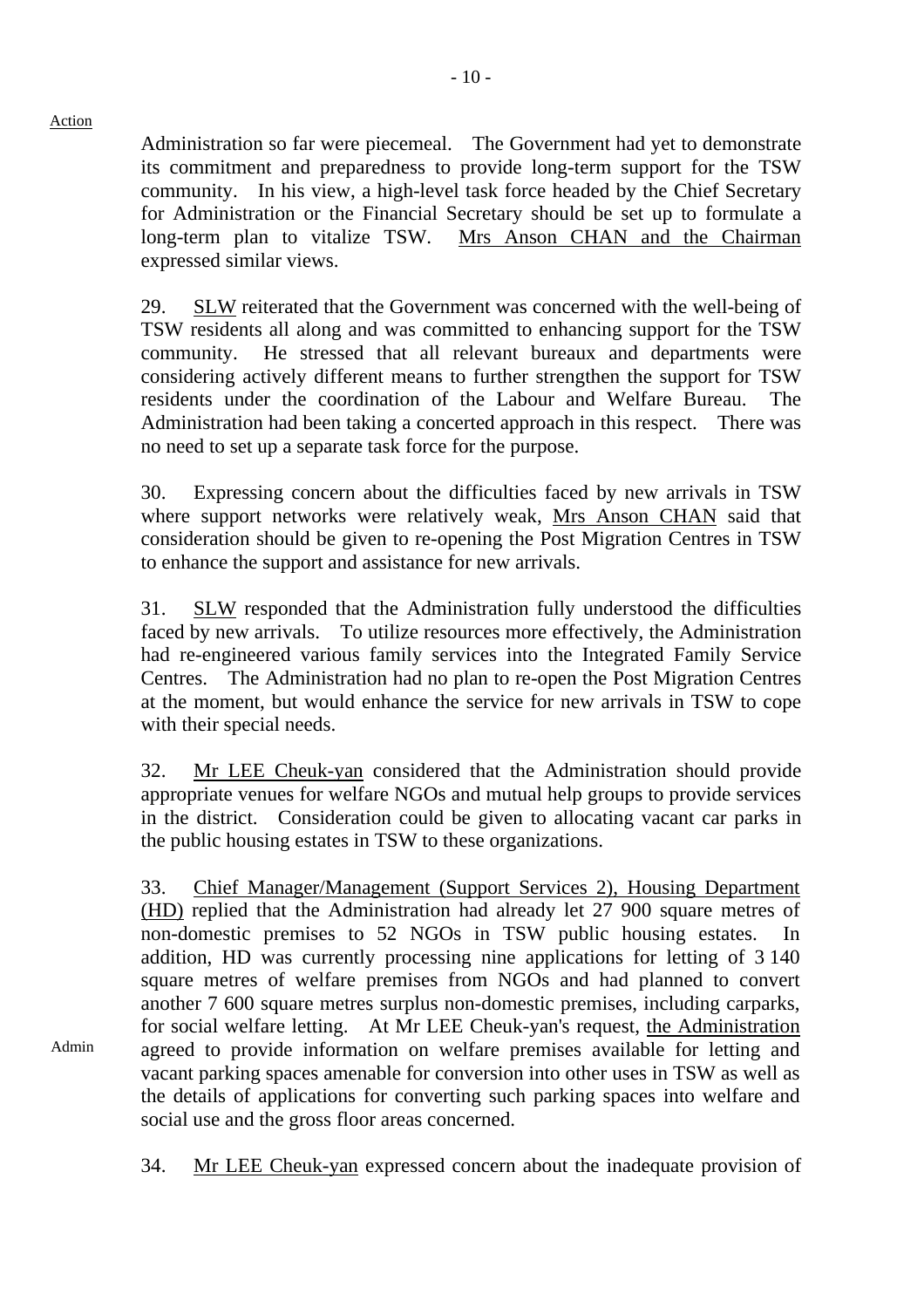Action

Administration so far were piecemeal. The Government had yet to demonstrate its commitment and preparedness to provide long-term support for the TSW community. In his view, a high-level task force headed by the Chief Secretary for Administration or the Financial Secretary should be set up to formulate a long-term plan to vitalize TSW. Mrs Anson CHAN and the Chairman expressed similar views.

29. SLW reiterated that the Government was concerned with the well-being of TSW residents all along and was committed to enhancing support for the TSW community. He stressed that all relevant bureaux and departments were considering actively different means to further strengthen the support for TSW residents under the coordination of the Labour and Welfare Bureau. The Administration had been taking a concerted approach in this respect. There was no need to set up a separate task force for the purpose.

30. Expressing concern about the difficulties faced by new arrivals in TSW where support networks were relatively weak, Mrs Anson CHAN said that consideration should be given to re-opening the Post Migration Centres in TSW to enhance the support and assistance for new arrivals.

31. SLW responded that the Administration fully understood the difficulties faced by new arrivals. To utilize resources more effectively, the Administration had re-engineered various family services into the Integrated Family Service Centres. The Administration had no plan to re-open the Post Migration Centres at the moment, but would enhance the service for new arrivals in TSW to cope with their special needs.

32. Mr LEE Cheuk-yan considered that the Administration should provide appropriate venues for welfare NGOs and mutual help groups to provide services in the district. Consideration could be given to allocating vacant car parks in the public housing estates in TSW to these organizations.

33. Chief Manager/Management (Support Services 2), Housing Department (HD) replied that the Administration had already let 27 900 square metres of non-domestic premises to 52 NGOs in TSW public housing estates. In addition, HD was currently processing nine applications for letting of 3 140 square metres of welfare premises from NGOs and had planned to convert another 7 600 square metres surplus non-domestic premises, including carparks, for social welfare letting. At Mr LEE Cheuk-yan's request, the Administration agreed to provide information on welfare premises available for letting and vacant parking spaces amenable for conversion into other uses in TSW as well as the details of applications for converting such parking spaces into welfare and social use and the gross floor areas concerned.

Admin

34. Mr LEE Cheuk-yan expressed concern about the inadequate provision of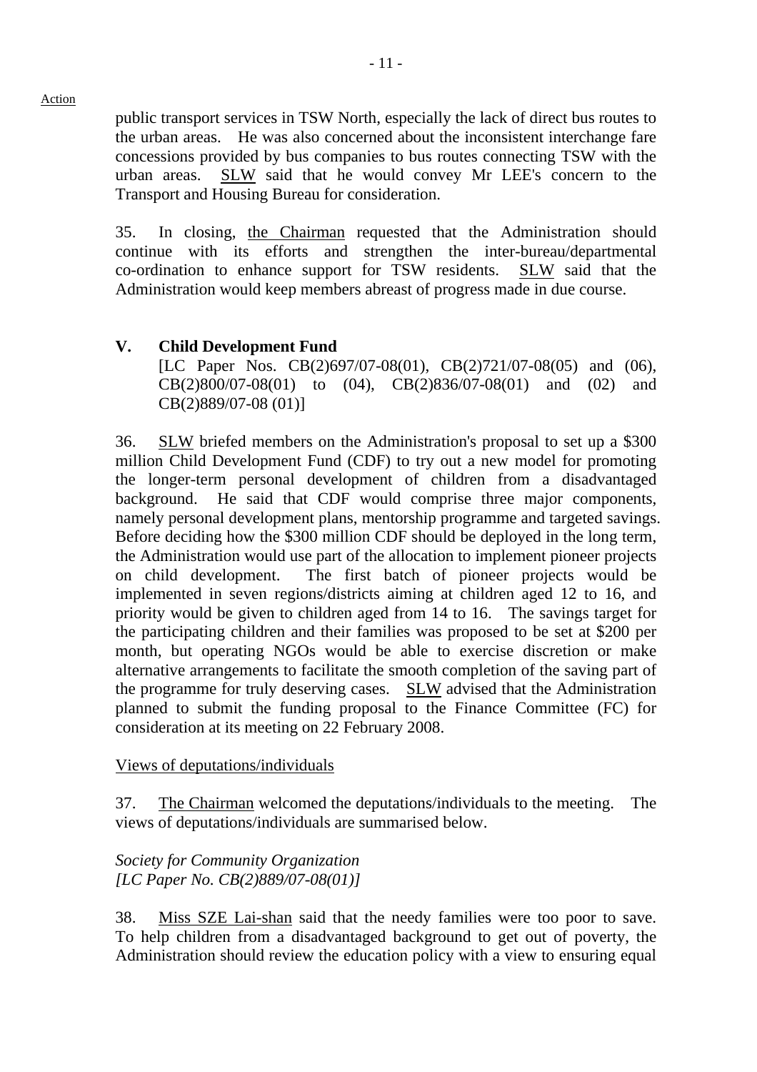Action

public transport services in TSW North, especially the lack of direct bus routes to the urban areas. He was also concerned about the inconsistent interchange fare concessions provided by bus companies to bus routes connecting TSW with the urban areas. SLW said that he would convey Mr LEE's concern to the Transport and Housing Bureau for consideration.

35. In closing, the Chairman requested that the Administration should continue with its efforts and strengthen the inter-bureau/departmental co-ordination to enhance support for TSW residents. SLW said that the Administration would keep members abreast of progress made in due course.

## V. Child Development Fund

[LC Paper Nos. CB(2)697/07-08(01), CB(2)721/07-08(05) and (06), CB(2)800/07-08(01) to (04), CB(2)836/07-08(01) and (02) and CB(2)889/07-08 (01)]

36. SLW briefed members on the Administration's proposal to set up a $300 million Child Development Fund (CDF) to try out a new model for promoting the longer-term personal development of children from a disadvantaged background. He said that CDF would comprise three major components, namely personal development plans, mentorship programme and targeted savings. Before deciding how the $300 million CDF should be deployed in the long term, the Administration would use part of the allocation to implement pioneer projects on child development. The first batch of pioneer projects would be implemented in seven regions/districts aiming at children aged 12 to 16, and priority would be given to children aged from 14 to 16. The savings target for the participating children and their families was proposed to be set at $200 per month, but operating NGOs would be able to exercise discretion or make alternative arrangements to facilitate the smooth completion of the saving part of the programme for truly deserving cases. SLW advised that the Administration planned to submit the funding proposal to the Finance Committee (FC) for consideration at its meeting on 22 February 2008.

Views of deputations/individuals

37. The Chairman welcomed the deputations/individuals to the meeting. The views of deputations/individuals are summarised below.

*Society for Community Organization*
*[LC Paper No. CB(2)889/07-08(01)]*

38. Miss SZE Lai-shan said that the needy families were too poor to save. To help children from a disadvantaged background to get out of poverty, the Administration should review the education policy with a view to ensuring equal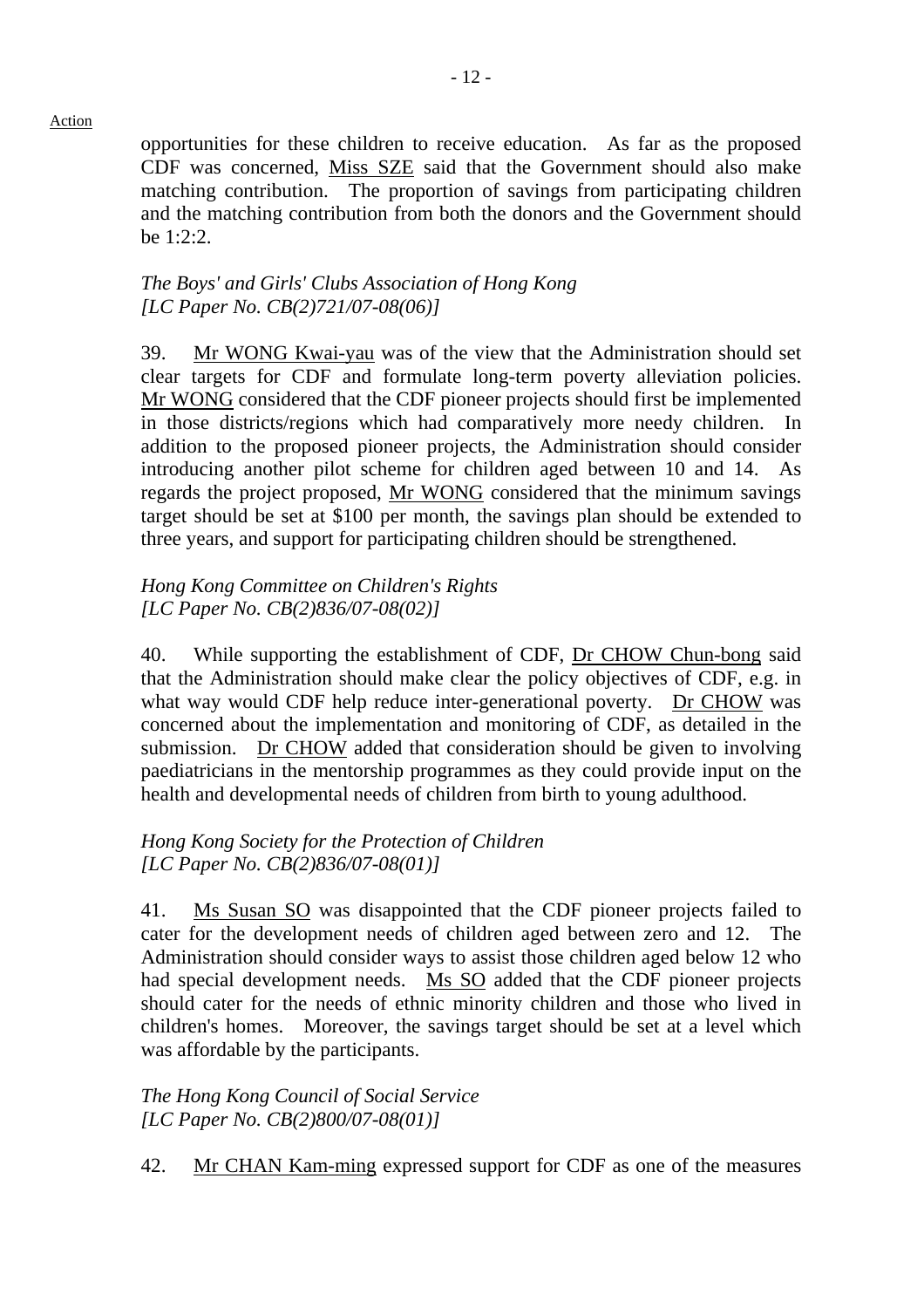Action

opportunities for these children to receive education. As far as the proposed CDF was concerned, Miss SZE said that the Government should also make matching contribution. The proportion of savings from participating children and the matching contribution from both the donors and the Government should be 1:2:2.

*The Boys' and Girls' Clubs Association of Hong Kong*
*[LC Paper No. CB(2)721/07-08(06)]*

39. Mr WONG Kwai-yau was of the view that the Administration should set clear targets for CDF and formulate long-term poverty alleviation policies. Mr WONG considered that the CDF pioneer projects should first be implemented in those districts/regions which had comparatively more needy children. In addition to the proposed pioneer projects, the Administration should consider introducing another pilot scheme for children aged between 10 and 14. As regards the project proposed, Mr WONG considered that the minimum savings target should be set at $100 per month, the savings plan should be extended to three years, and support for participating children should be strengthened.

*Hong Kong Committee on Children's Rights*
*[LC Paper No. CB(2)836/07-08(02)]*

40. While supporting the establishment of CDF, Dr CHOW Chun-bong said that the Administration should make clear the policy objectives of CDF, e.g. in what way would CDF help reduce inter-generational poverty. Dr CHOW was concerned about the implementation and monitoring of CDF, as detailed in the submission. Dr CHOW added that consideration should be given to involving paediatricians in the mentorship programmes as they could provide input on the health and developmental needs of children from birth to young adulthood.

*Hong Kong Society for the Protection of Children*
*[LC Paper No. CB(2)836/07-08(01)]*

41. Ms Susan SO was disappointed that the CDF pioneer projects failed to cater for the development needs of children aged between zero and 12. The Administration should consider ways to assist those children aged below 12 who had special development needs. Ms SO added that the CDF pioneer projects should cater for the needs of ethnic minority children and those who lived in children's homes. Moreover, the savings target should be set at a level which was affordable by the participants.

*The Hong Kong Council of Social Service*
*[LC Paper No. CB(2)800/07-08(01)]*

42. Mr CHAN Kam-ming expressed support for CDF as one of the measures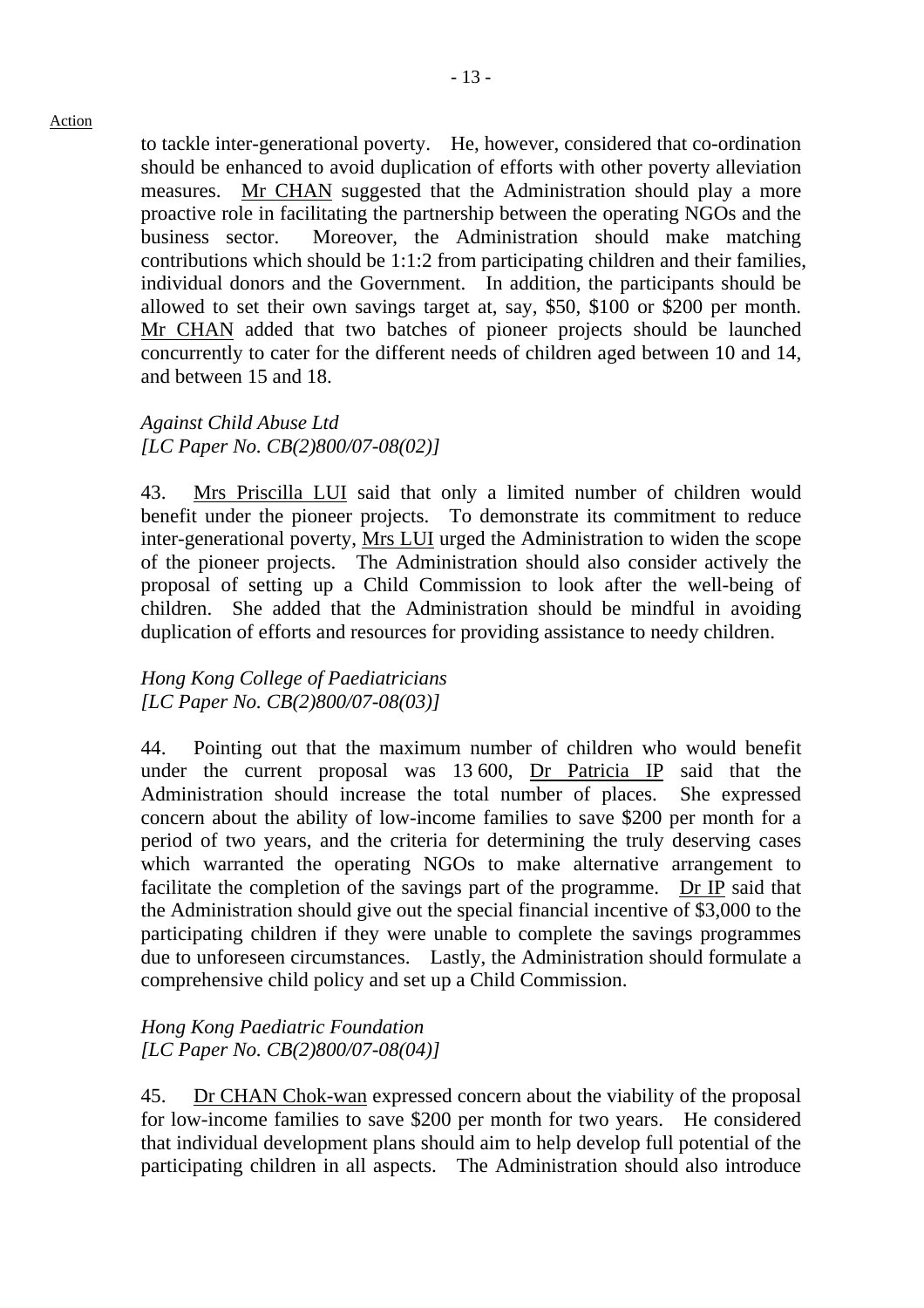to tackle inter-generational poverty. He, however, considered that co-ordination should be enhanced to avoid duplication of efforts with other poverty alleviation measures. Mr CHAN suggested that the Administration should play a more proactive role in facilitating the partnership between the operating NGOs and the business sector. Moreover, the Administration should make matching contributions which should be 1:1:2 from participating children and their families, individual donors and the Government. In addition, the participants should be allowed to set their own savings target at, say, $50, $100 or $200 per month. Mr CHAN added that two batches of pioneer projects should be launched concurrently to cater for the different needs of children aged between 10 and 14, and between 15 and 18.

*Against Child Abuse Ltd*
*[LC Paper No. CB(2)800/07-08(02)]*

43. Mrs Priscilla LUI said that only a limited number of children would benefit under the pioneer projects. To demonstrate its commitment to reduce inter-generational poverty, Mrs LUI urged the Administration to widen the scope of the pioneer projects. The Administration should also consider actively the proposal of setting up a Child Commission to look after the well-being of children. She added that the Administration should be mindful in avoiding duplication of efforts and resources for providing assistance to needy children.

*Hong Kong College of Paediatricians*
*[LC Paper No. CB(2)800/07-08(03)]*

44. Pointing out that the maximum number of children who would benefit under the current proposal was 13 600, Dr Patricia IP said that the Administration should increase the total number of places. She expressed concern about the ability of low-income families to save $200 per month for a period of two years, and the criteria for determining the truly deserving cases which warranted the operating NGOs to make alternative arrangement to facilitate the completion of the savings part of the programme. Dr IP said that the Administration should give out the special financial incentive of $3,000 to the participating children if they were unable to complete the savings programmes due to unforeseen circumstances. Lastly, the Administration should formulate a comprehensive child policy and set up a Child Commission.

*Hong Kong Paediatric Foundation*
*[LC Paper No. CB(2)800/07-08(04)]*

45. Dr CHAN Chok-wan expressed concern about the viability of the proposal for low-income families to save $200 per month for two years. He considered that individual development plans should aim to help develop full potential of the participating children in all aspects. The Administration should also introduce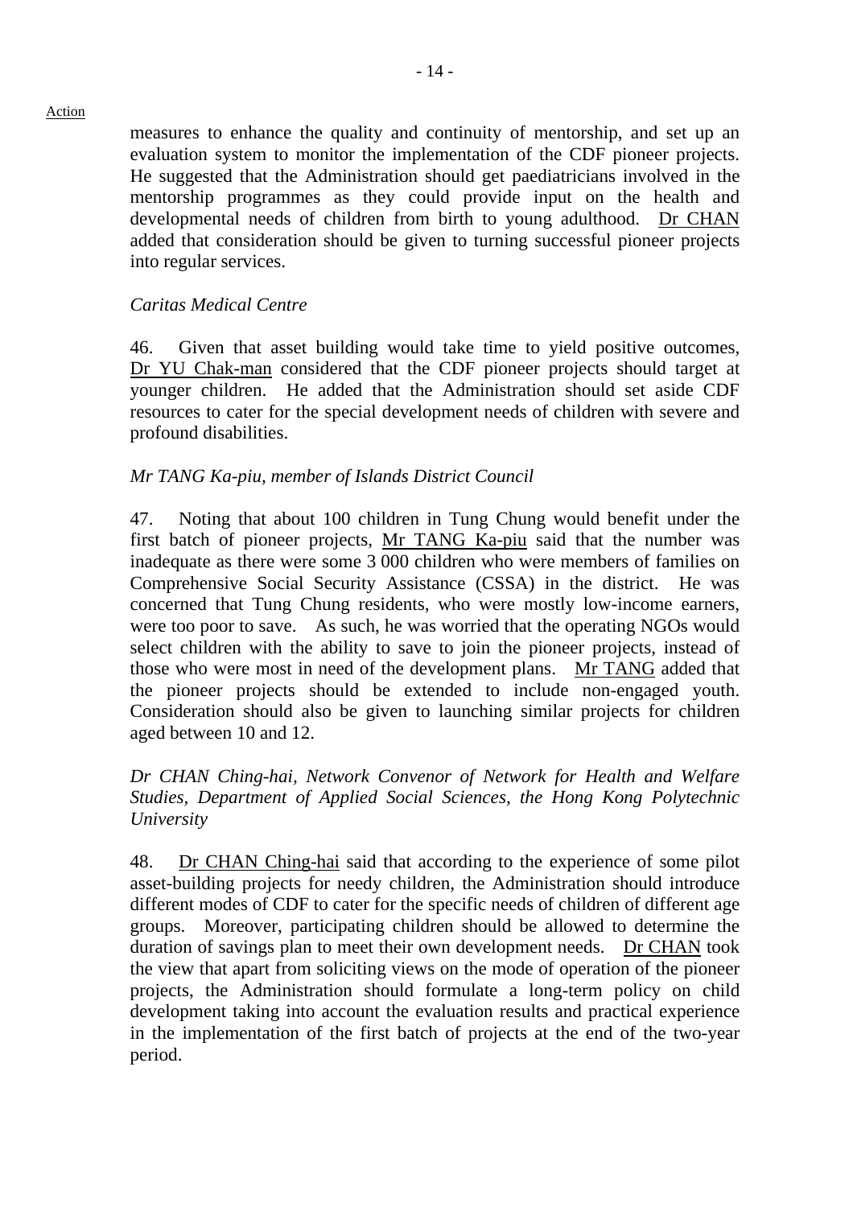Action

measures to enhance the quality and continuity of mentorship, and set up an evaluation system to monitor the implementation of the CDF pioneer projects. He suggested that the Administration should get paediatricians involved in the mentorship programmes as they could provide input on the health and developmental needs of children from birth to young adulthood. Dr CHAN added that consideration should be given to turning successful pioneer projects into regular services.

*Caritas Medical Centre*

46. Given that asset building would take time to yield positive outcomes, Dr YU Chak-man considered that the CDF pioneer projects should target at younger children. He added that the Administration should set aside CDF resources to cater for the special development needs of children with severe and profound disabilities.

*Mr TANG Ka-piu, member of Islands District Council*

47. Noting that about 100 children in Tung Chung would benefit under the first batch of pioneer projects, Mr TANG Ka-piu said that the number was inadequate as there were some 3 000 children who were members of families on Comprehensive Social Security Assistance (CSSA) in the district. He was concerned that Tung Chung residents, who were mostly low-income earners, were too poor to save. As such, he was worried that the operating NGOs would select children with the ability to save to join the pioneer projects, instead of those who were most in need of the development plans. Mr TANG added that the pioneer projects should be extended to include non-engaged youth. Consideration should also be given to launching similar projects for children aged between 10 and 12.

*Dr CHAN Ching-hai, Network Convenor of Network for Health and Welfare Studies, Department of Applied Social Sciences, the Hong Kong Polytechnic University*

48. Dr CHAN Ching-hai said that according to the experience of some pilot asset-building projects for needy children, the Administration should introduce different modes of CDF to cater for the specific needs of children of different age groups. Moreover, participating children should be allowed to determine the duration of savings plan to meet their own development needs. Dr CHAN took the view that apart from soliciting views on the mode of operation of the pioneer projects, the Administration should formulate a long-term policy on child development taking into account the evaluation results and practical experience in the implementation of the first batch of projects at the end of the two-year period.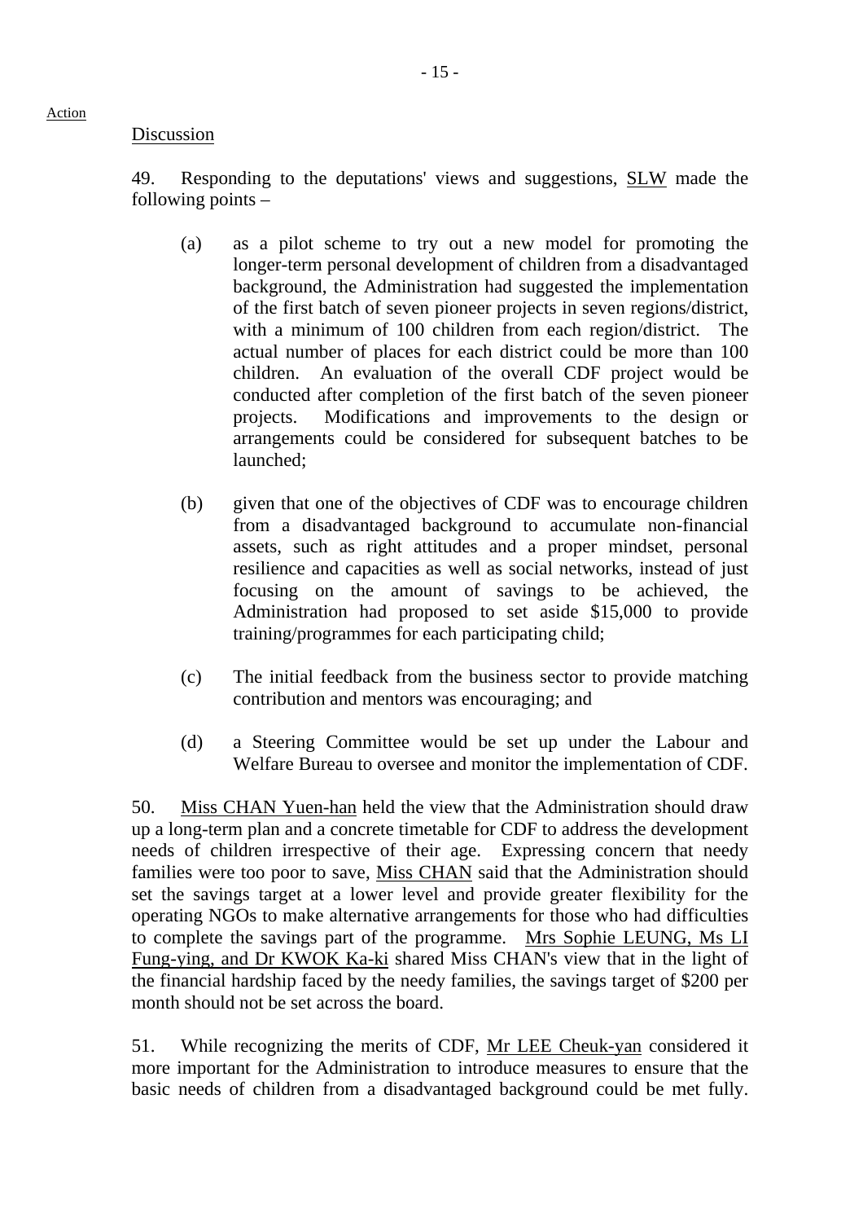Action

Discussion

49. Responding to the deputations' views and suggestions, SLW made the following points –

(a) as a pilot scheme to try out a new model for promoting the longer-term personal development of children from a disadvantaged background, the Administration had suggested the implementation of the first batch of seven pioneer projects in seven regions/district, with a minimum of 100 children from each region/district. The actual number of places for each district could be more than 100 children. An evaluation of the overall CDF project would be conducted after completion of the first batch of the seven pioneer projects. Modifications and improvements to the design or arrangements could be considered for subsequent batches to be launched;

(b) given that one of the objectives of CDF was to encourage children from a disadvantaged background to accumulate non-financial assets, such as right attitudes and a proper mindset, personal resilience and capacities as well as social networks, instead of just focusing on the amount of savings to be achieved, the Administration had proposed to set aside $15,000 to provide training/programmes for each participating child;

(c) The initial feedback from the business sector to provide matching contribution and mentors was encouraging; and

(d) a Steering Committee would be set up under the Labour and Welfare Bureau to oversee and monitor the implementation of CDF.

50. Miss CHAN Yuen-han held the view that the Administration should draw up a long-term plan and a concrete timetable for CDF to address the development needs of children irrespective of their age. Expressing concern that needy families were too poor to save, Miss CHAN said that the Administration should set the savings target at a lower level and provide greater flexibility for the operating NGOs to make alternative arrangements for those who had difficulties to complete the savings part of the programme. Mrs Sophie LEUNG, Ms LI Fung-ying, and Dr KWOK Ka-ki shared Miss CHAN's view that in the light of the financial hardship faced by the needy families, the savings target of $200 per month should not be set across the board.

51. While recognizing the merits of CDF, Mr LEE Cheuk-yan considered it more important for the Administration to introduce measures to ensure that the basic needs of children from a disadvantaged background could be met fully.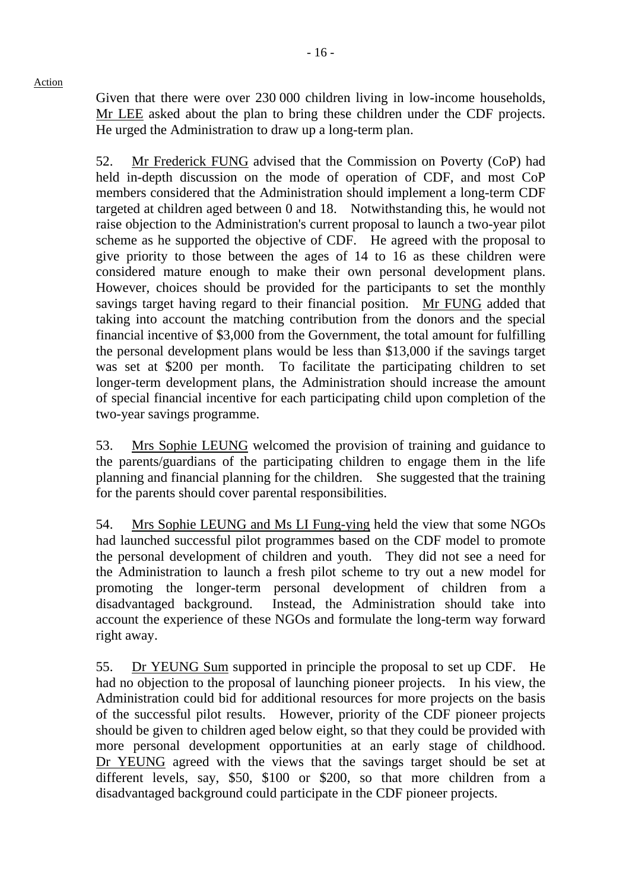Given that there were over 230 000 children living in low-income households, Mr LEE asked about the plan to bring these children under the CDF projects. He urged the Administration to draw up a long-term plan.

52. Mr Frederick FUNG advised that the Commission on Poverty (CoP) had held in-depth discussion on the mode of operation of CDF, and most CoP members considered that the Administration should implement a long-term CDF targeted at children aged between 0 and 18. Notwithstanding this, he would not raise objection to the Administration's current proposal to launch a two-year pilot scheme as he supported the objective of CDF. He agreed with the proposal to give priority to those between the ages of 14 to 16 as these children were considered mature enough to make their own personal development plans. However, choices should be provided for the participants to set the monthly savings target having regard to their financial position. Mr FUNG added that taking into account the matching contribution from the donors and the special financial incentive of $3,000 from the Government, the total amount for fulfilling the personal development plans would be less than $13,000 if the savings target was set at $200 per month. To facilitate the participating children to set longer-term development plans, the Administration should increase the amount of special financial incentive for each participating child upon completion of the two-year savings programme.

53. Mrs Sophie LEUNG welcomed the provision of training and guidance to the parents/guardians of the participating children to engage them in the life planning and financial planning for the children. She suggested that the training for the parents should cover parental responsibilities.

54. Mrs Sophie LEUNG and Ms LI Fung-ying held the view that some NGOs had launched successful pilot programmes based on the CDF model to promote the personal development of children and youth. They did not see a need for the Administration to launch a fresh pilot scheme to try out a new model for promoting the longer-term personal development of children from a disadvantaged background. Instead, the Administration should take into account the experience of these NGOs and formulate the long-term way forward right away.

55. Dr YEUNG Sum supported in principle the proposal to set up CDF. He had no objection to the proposal of launching pioneer projects. In his view, the Administration could bid for additional resources for more projects on the basis of the successful pilot results. However, priority of the CDF pioneer projects should be given to children aged below eight, so that they could be provided with more personal development opportunities at an early stage of childhood. Dr YEUNG agreed with the views that the savings target should be set at different levels, say, $50, $100 or $200, so that more children from a disadvantaged background could participate in the CDF pioneer projects.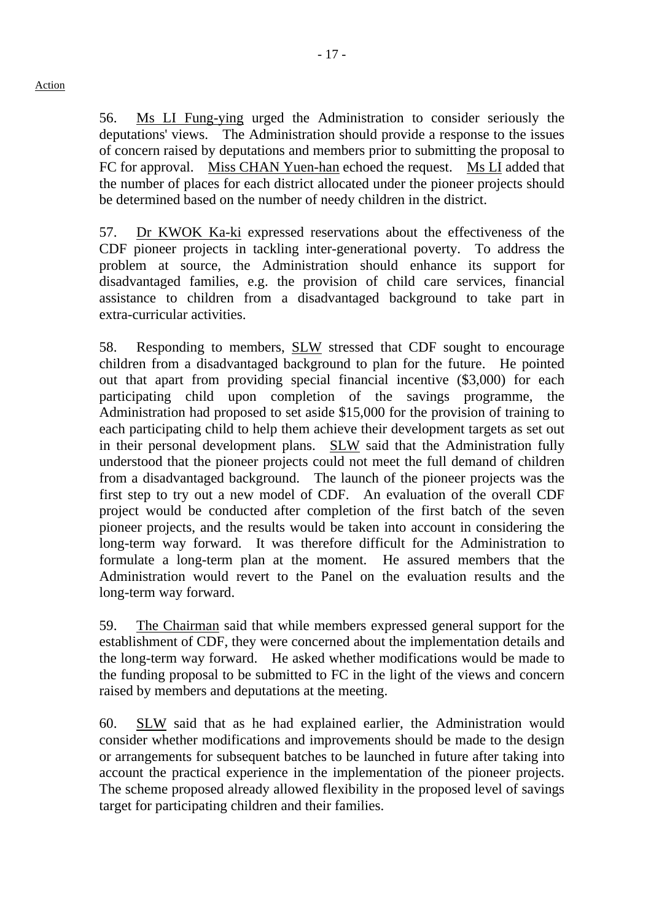Action

56. Ms LI Fung-ying urged the Administration to consider seriously the deputations' views. The Administration should provide a response to the issues of concern raised by deputations and members prior to submitting the proposal to FC for approval. Miss CHAN Yuen-han echoed the request. Ms LI added that the number of places for each district allocated under the pioneer projects should be determined based on the number of needy children in the district.

57. Dr KWOK Ka-ki expressed reservations about the effectiveness of the CDF pioneer projects in tackling inter-generational poverty. To address the problem at source, the Administration should enhance its support for disadvantaged families, e.g. the provision of child care services, financial assistance to children from a disadvantaged background to take part in extra-curricular activities.

58. Responding to members, SLW stressed that CDF sought to encourage children from a disadvantaged background to plan for the future. He pointed out that apart from providing special financial incentive ($3,000) for each participating child upon completion of the savings programme, the Administration had proposed to set aside $15,000 for the provision of training to each participating child to help them achieve their development targets as set out in their personal development plans. SLW said that the Administration fully understood that the pioneer projects could not meet the full demand of children from a disadvantaged background. The launch of the pioneer projects was the first step to try out a new model of CDF. An evaluation of the overall CDF project would be conducted after completion of the first batch of the seven pioneer projects, and the results would be taken into account in considering the long-term way forward. It was therefore difficult for the Administration to formulate a long-term plan at the moment. He assured members that the Administration would revert to the Panel on the evaluation results and the long-term way forward.

59. The Chairman said that while members expressed general support for the establishment of CDF, they were concerned about the implementation details and the long-term way forward. He asked whether modifications would be made to the funding proposal to be submitted to FC in the light of the views and concern raised by members and deputations at the meeting.

60. SLW said that as he had explained earlier, the Administration would consider whether modifications and improvements should be made to the design or arrangements for subsequent batches to be launched in future after taking into account the practical experience in the implementation of the pioneer projects. The scheme proposed already allowed flexibility in the proposed level of savings target for participating children and their families.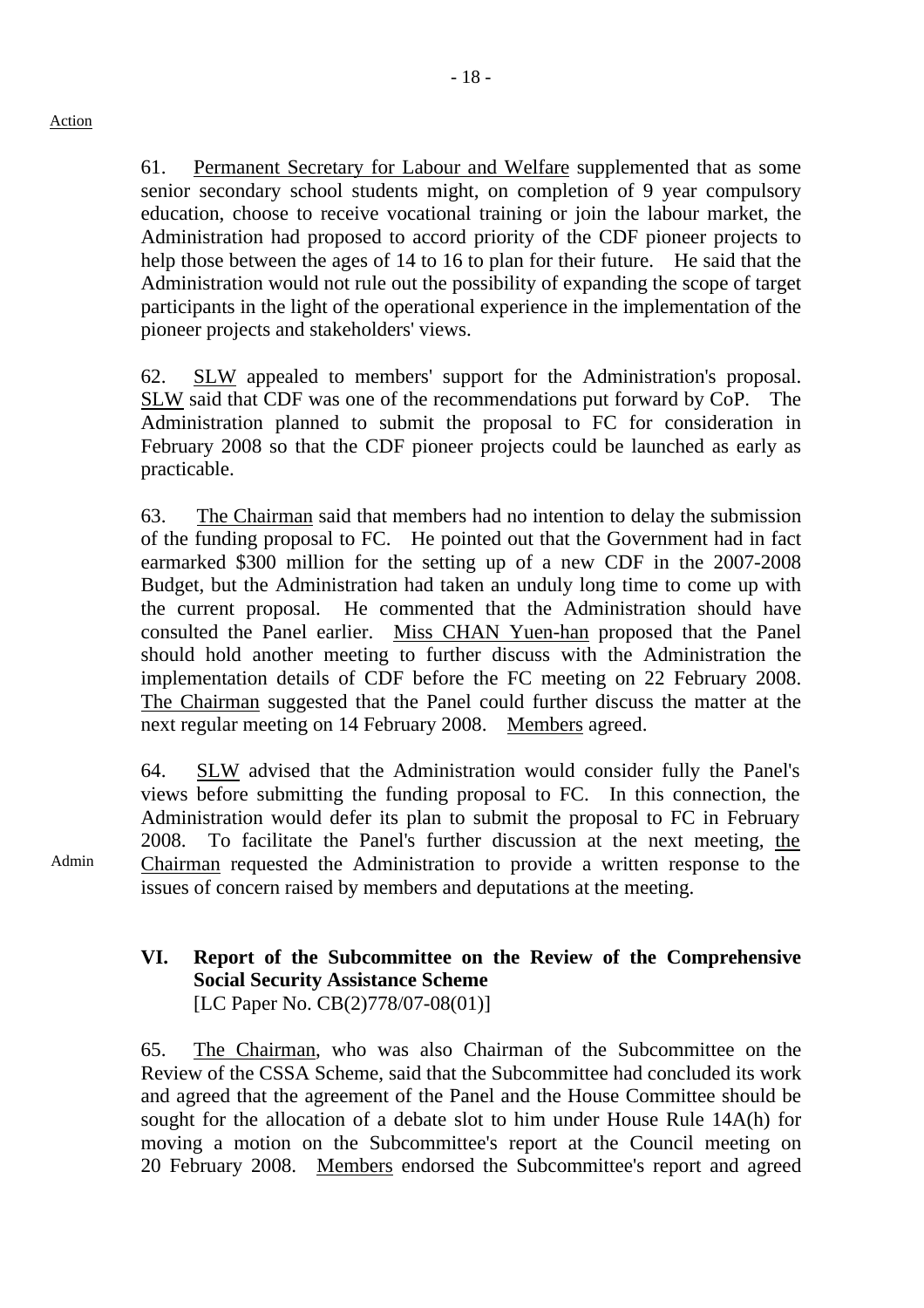Action

61. Permanent Secretary for Labour and Welfare supplemented that as some senior secondary school students might, on completion of 9 year compulsory education, choose to receive vocational training or join the labour market, the Administration had proposed to accord priority of the CDF pioneer projects to help those between the ages of 14 to 16 to plan for their future. He said that the Administration would not rule out the possibility of expanding the scope of target participants in the light of the operational experience in the implementation of the pioneer projects and stakeholders' views.

62. SLW appealed to members' support for the Administration's proposal. SLW said that CDF was one of the recommendations put forward by CoP. The Administration planned to submit the proposal to FC for consideration in February 2008 so that the CDF pioneer projects could be launched as early as practicable.

63. The Chairman said that members had no intention to delay the submission of the funding proposal to FC. He pointed out that the Government had in fact earmarked $300 million for the setting up of a new CDF in the 2007-2008 Budget, but the Administration had taken an unduly long time to come up with the current proposal. He commented that the Administration should have consulted the Panel earlier. Miss CHAN Yuen-han proposed that the Panel should hold another meeting to further discuss with the Administration the implementation details of CDF before the FC meeting on 22 February 2008. The Chairman suggested that the Panel could further discuss the matter at the next regular meeting on 14 February 2008. Members agreed.

64. SLW advised that the Administration would consider fully the Panel's views before submitting the funding proposal to FC. In this connection, the Administration would defer its plan to submit the proposal to FC in February 2008. To facilitate the Panel's further discussion at the next meeting, the Chairman requested the Administration to provide a written response to the issues of concern raised by members and deputations at the meeting.

Admin

### VI. Report of the Subcommittee on the Review of the Comprehensive Social Security Assistance Scheme

[LC Paper No. CB(2)778/07-08(01)]

65. The Chairman, who was also Chairman of the Subcommittee on the Review of the CSSA Scheme, said that the Subcommittee had concluded its work and agreed that the agreement of the Panel and the House Committee should be sought for the allocation of a debate slot to him under House Rule 14A(h) for moving a motion on the Subcommittee's report at the Council meeting on 20 February 2008. Members endorsed the Subcommittee's report and agreed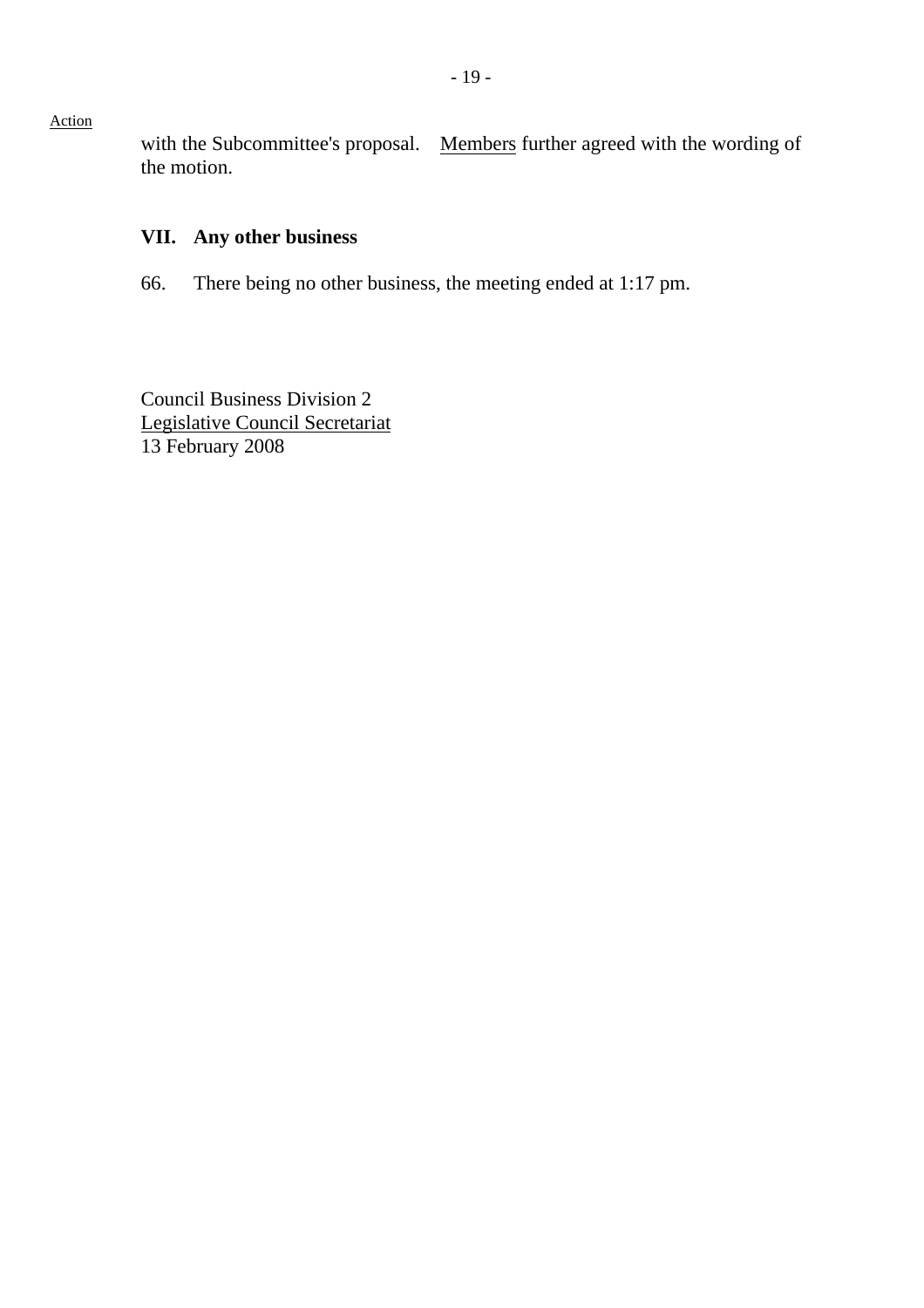Action

with the Subcommittee's proposal. Members further agreed with the wording of the motion.

## VII. Any other business

66. There being no other business, the meeting ended at 1:17 pm.

Council Business Division 2
Legislative Council Secretariat
13 February 2008